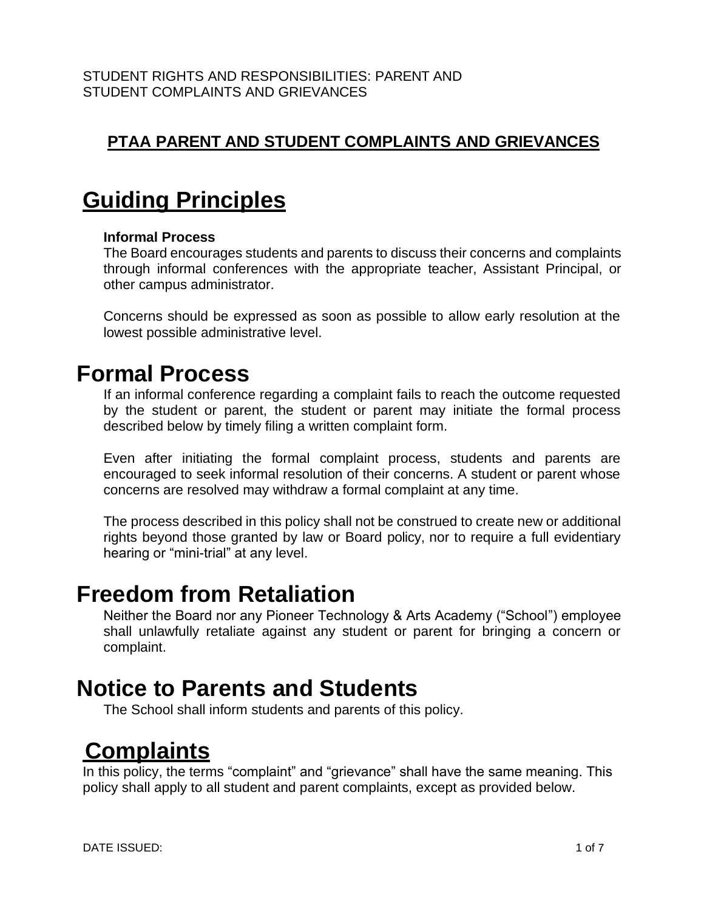STUDENT RIGHTS AND RESPONSIBILITIES: PARENT AND STUDENT COMPLAINTS AND GRIEVANCES

## PTAA PARENT AND STUDENT COMPLAINTS AND GRIEVANCES

# Guiding Principles

**Informal Process**

The Board encourages students and parents to discuss their concerns and complaints through informal conferences with the appropriate teacher, Assistant Principal, or other campus administrator.

Concerns should be expressed as soon as possible to allow early resolution at the lowest possible administrative level.

# Formal Process

If an informal conference regarding a complaint fails to reach the outcome requested by the student or parent, the student or parent may initiate the formal process described below by timely filing a written complaint form.

Even after initiating the formal complaint process, students and parents are encouraged to seek informal resolution of their concerns. A student or parent whose concerns are resolved may withdraw a formal complaint at any time.

The process described in this policy shall not be construed to create new or additional rights beyond those granted by law or Board policy, nor to require a full evidentiary hearing or "mini-trial" at any level.

# Freedom from Retaliation

Neither the Board nor any Pioneer Technology & Arts Academy ("School") employee shall unlawfully retaliate against any student or parent for bringing a concern or complaint.

# Notice to Parents and Students

The School shall inform students and parents of this policy.

# Complaints

In this policy, the terms "complaint" and "grievance" shall have the same meaning. This policy shall apply to all student and parent complaints, except as provided below.

DATE ISSUED: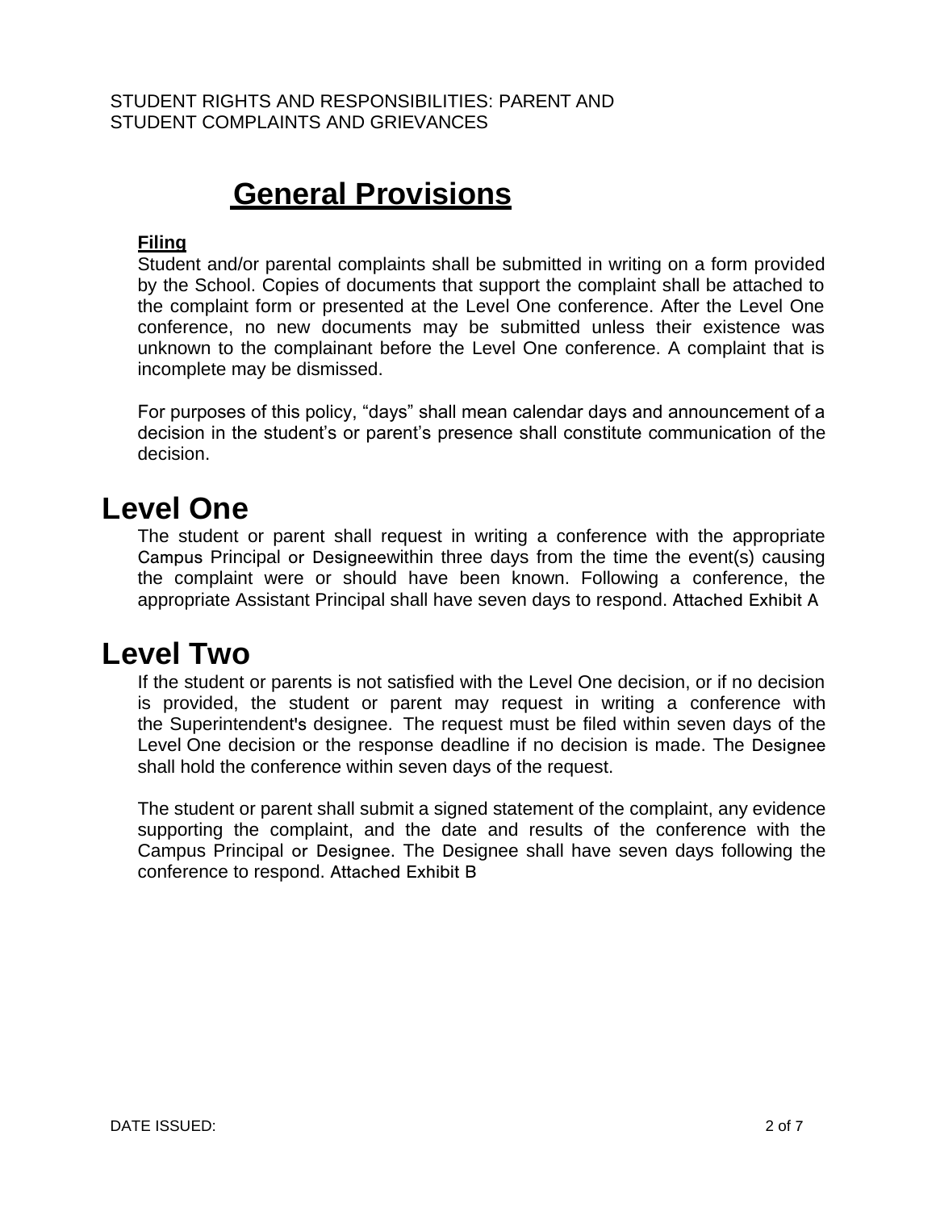# General Provisions

**Filing**

Student and/or parental complaints shall be submitted in writing on a form provided by the School. Copies of documents that support the complaint shall be attached to the complaint form or presented at the Level One conference. After the Level One conference, no new documents may be submitted unless their existence was unknown to the complainant before the Level One conference. A complaint that is incomplete may be dismissed.

For purposes of this policy, "days" shall mean calendar days and announcement of a decision in the student's or parent's presence shall constitute communication of the decision.

# Level One

The student or parent shall request in writing a conference with the appropriate Campus Principal or Designeewithin three days from the time the event(s) causing the complaint were or should have been known. Following a conference, the appropriate Assistant Principal shall have seven days to respond. Attached Exhibit A

# Level Two

If the student or parents is not satisfied with the Level One decision, or if no decision is provided, the student or parent may request in writing a conference with the Superintendent's designee. The request must be filed within seven days of the Level One decision or the response deadline if no decision is made. The Designee shall hold the conference within seven days of the request.

The student or parent shall submit a signed statement of the complaint, any evidence supporting the complaint, and the date and results of the conference with the Campus Principal or Designee. The Designee shall have seven days following the conference to respond. Attached Exhibit B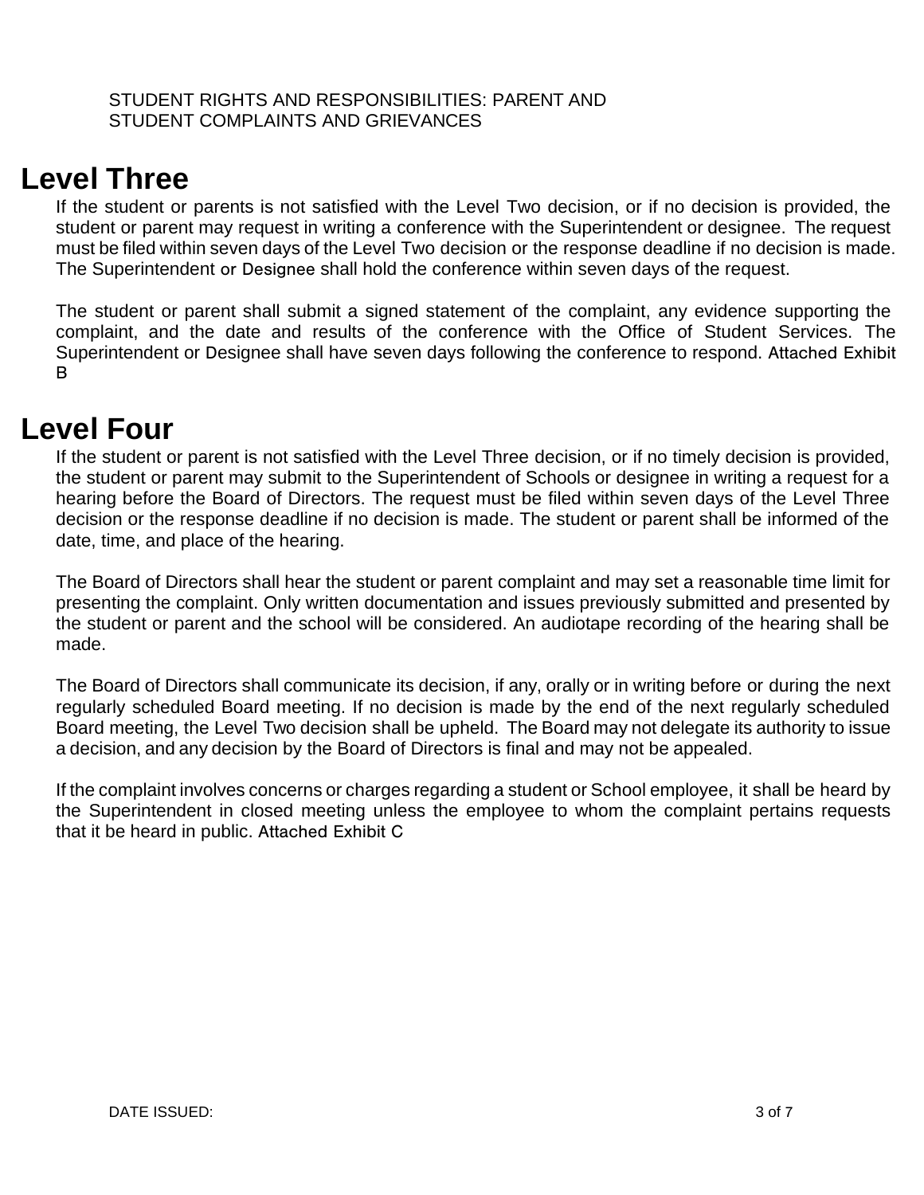## Level Three

If the student or parents is not satisfied with the Level Two decision, or if no decision is provided, the student or parent may request in writing a conference with the Superintendent or designee. The request must be filed within seven days of the Level Two decision or the response deadline if no decision is made. The Superintendent or Designee shall hold the conference within seven days of the request.

The student or parent shall submit a signed statement of the complaint, any evidence supporting the complaint, and the date and results of the conference with the Office of Student Services. The Superintendent or Designee shall have seven days following the conference to respond. Attached Exhibit B

## Level Four

If the student or parent is not satisfied with the Level Three decision, or if no timely decision is provided, the student or parent may submit to the Superintendent of Schools or designee in writing a request for a hearing before the Board of Directors. The request must be filed within seven days of the Level Three decision or the response deadline if no decision is made. The student or parent shall be informed of the date, time, and place of the hearing.

The Board of Directors shall hear the student or parent complaint and may set a reasonable time limit for presenting the complaint. Only written documentation and issues previously submitted and presented by the student or parent and the school will be considered. An audiotape recording of the hearing shall be made.

The Board of Directors shall communicate its decision, if any, orally or in writing before or during the next regularly scheduled Board meeting. If no decision is made by the end of the next regularly scheduled Board meeting, the Level Two decision shall be upheld. The Board may not delegate its authority to issue a decision, and any decision by the Board of Directors is final and may not be appealed.

If the complaint involves concerns or charges regarding a student or School employee, it shall be heard by the Superintendent in closed meeting unless the employee to whom the complaint pertains requests that it be heard in public. Attached Exhibit C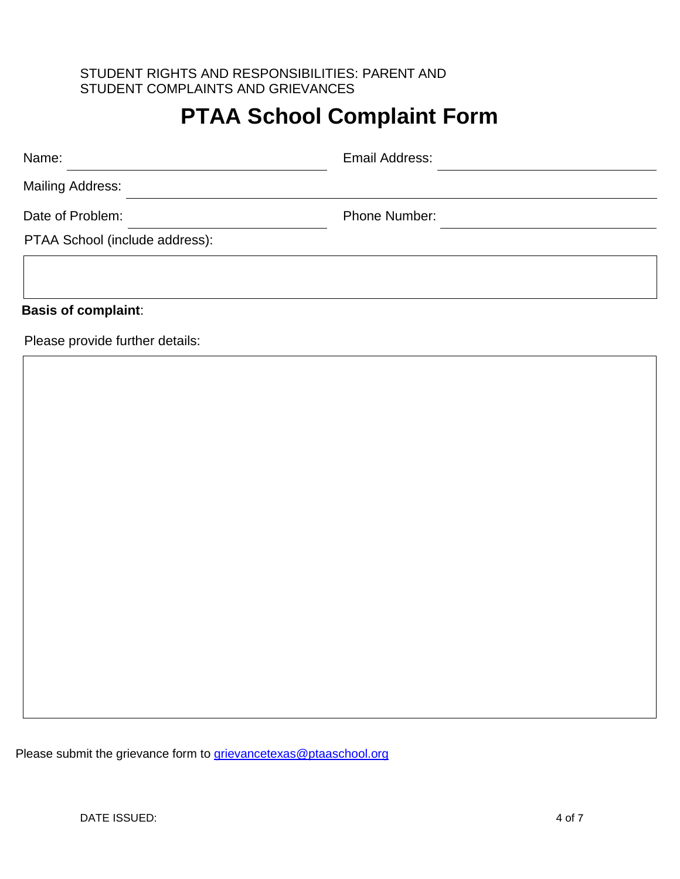# PTAA School Complaint Form

Name: ______________________ Email Address: ______________________

Mailing Address: ______________________

Date of Problem: ______________________ Phone Number: ______________________

PTAA School (include address):

**Basis of complaint**:

Please provide further details:

Please submit the grievance form to grievancetexas@ptaaschool.org

DATE ISSUED: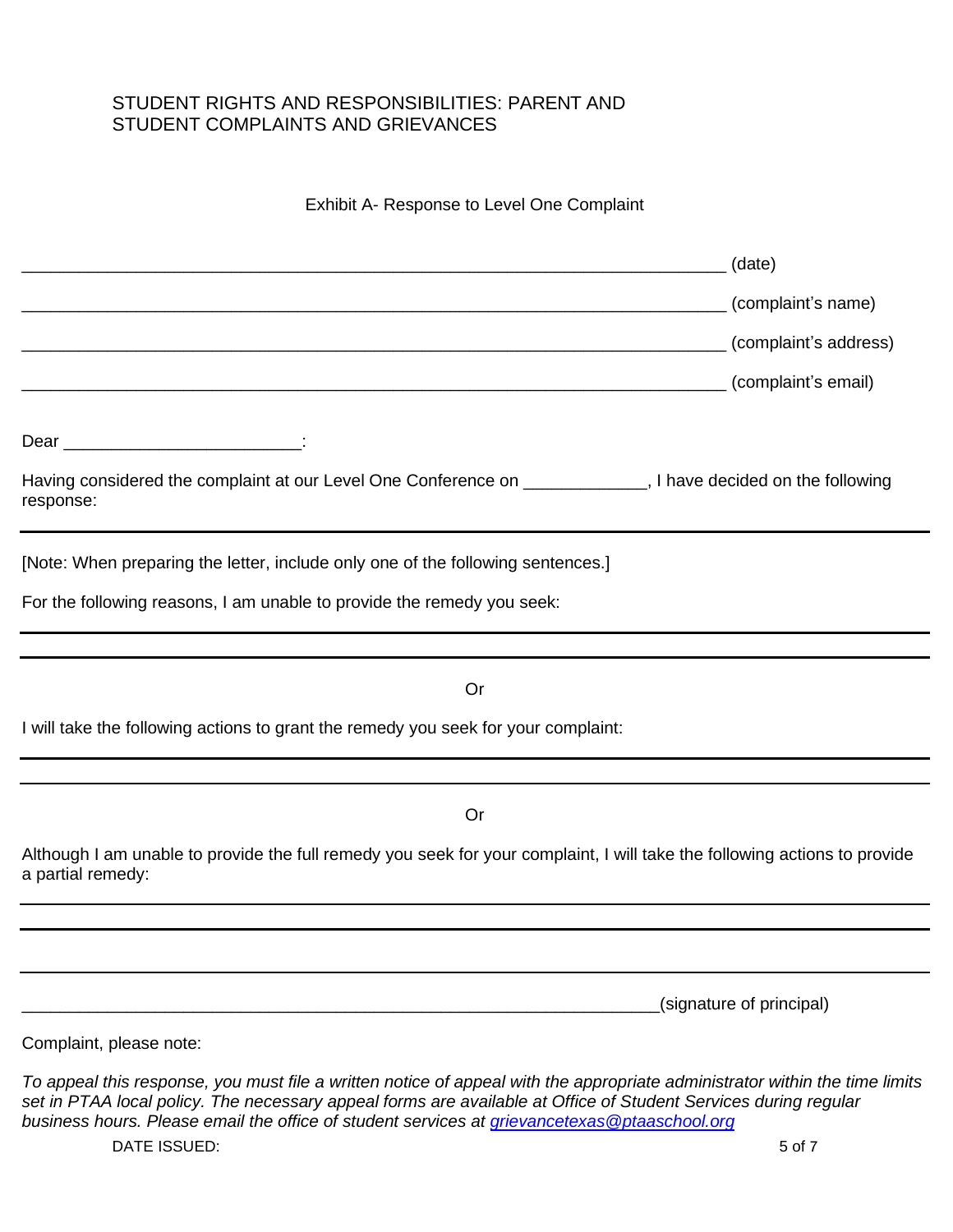STUDENT RIGHTS AND RESPONSIBILITIES: PARENT AND STUDENT COMPLAINTS AND GRIEVANCES

Exhibit A- Response to Level One Complaint

_______________________________________________ (date)

_______________________________________________ (complaint's name)

_______________________________________________ (complaint's address)

_______________________________________________ (complaint's email)

Dear _________________________:

Having considered the complaint at our Level One Conference on _____________, I have decided on the following response:

---

[Note: When preparing the letter, include only one of the following sentences.]

For the following reasons, I am unable to provide the remedy you seek:

---

---

Or

I will take the following actions to grant the remedy you seek for your complaint:

---

---

Or

Although I am unable to provide the full remedy you seek for your complaint, I will take the following actions to provide a partial remedy:

---

---

---

_______________________________________________(signature of principal)

Complaint, please note:

*To appeal this response, you must file a written notice of appeal with the appropriate administrator within the time limits set in PTAA local policy. The necessary appeal forms are available at Office of Student Services during regular business hours. Please email the office of student services at [grievancetexas@ptaaschool.org](mailto:grievancetexas@ptaaschool.org)*

DATE ISSUED: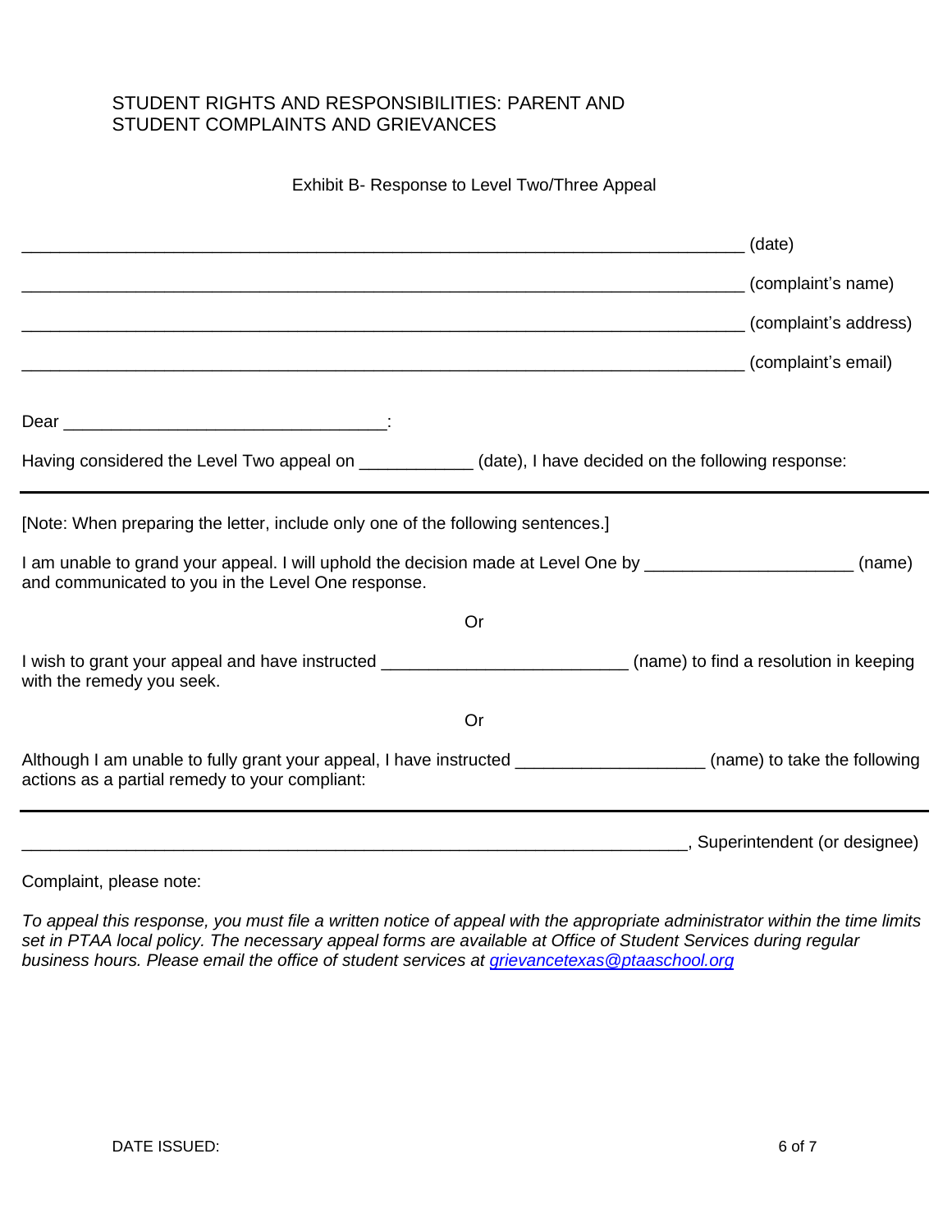# STUDENT RIGHTS AND RESPONSIBILITIES: PARENT AND STUDENT COMPLAINTS AND GRIEVANCES

Exhibit B- Response to Level Two/Three Appeal

_______________________________________________ (date)

_______________________________________________ (complaint's name)

_______________________________________________ (complaint's address)

_______________________________________________ (complaint's email)

Dear ________________________________:

Having considered the Level Two appeal on ___________ (date), I have decided on the following response:

---

[Note: When preparing the letter, include only one of the following sentences.]

I am unable to grand your appeal. I will uphold the decision made at Level One by ____________________ (name) and communicated to you in the Level One response.

Or

I wish to grant your appeal and have instructed _______________________ (name) to find a resolution in keeping with the remedy you seek.

Or

Although I am unable to fully grant your appeal, I have instructed __________________ (name) to take the following actions as a partial remedy to your compliant:

---

_______________________________________________, Superintendent (or designee)

Complaint, please note:

*To appeal this response, you must file a written notice of appeal with the appropriate administrator within the time limits set in PTAA local policy. The necessary appeal forms are available at Office of Student Services during regular business hours. Please email the office of student services at grievancetexas@ptaaschool.org*

DATE ISSUED: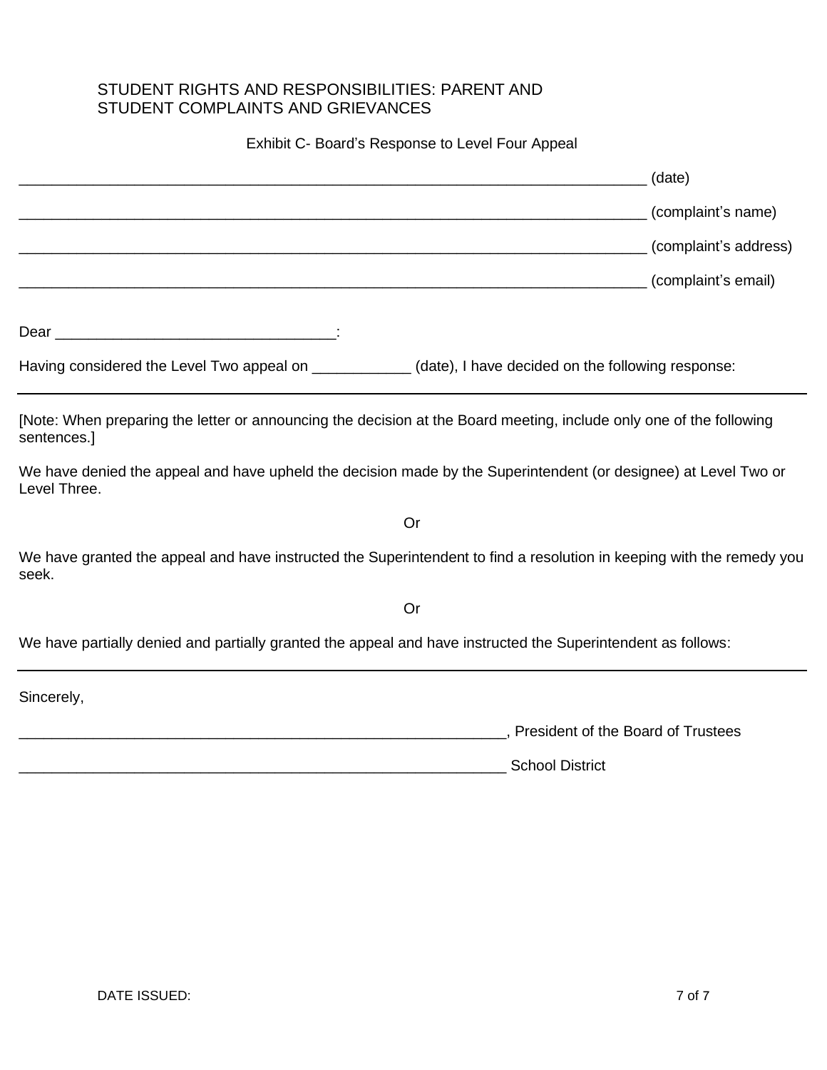STUDENT RIGHTS AND RESPONSIBILITIES: PARENT AND STUDENT COMPLAINTS AND GRIEVANCES

Exhibit C- Board's Response to Level Four Appeal

_______________________________________________________________________________ (date)

_______________________________________________________________________________ (complaint's name)

_______________________________________________________________________________ (complaint's address)

_______________________________________________________________________________ (complaint's email)

Dear ___________________________________:

Having considered the Level Two appeal on ____________ (date), I have decided on the following response:

---

[Note: When preparing the letter or announcing the decision at the Board meeting, include only one of the following sentences.]

We have denied the appeal and have upheld the decision made by the Superintendent (or designee) at Level Two or Level Three.

Or

We have granted the appeal and have instructed the Superintendent to find a resolution in keeping with the remedy you seek.

Or

We have partially denied and partially granted the appeal and have instructed the Superintendent as follows:

---

Sincerely,

______________________________________________________________, President of the Board of Trustees

______________________________________________________________ School District

DATE ISSUED: